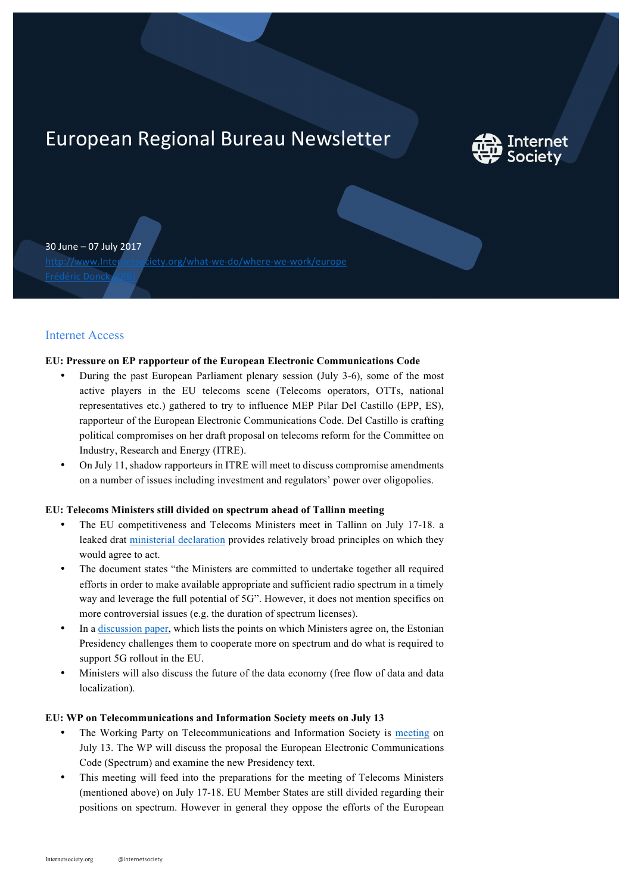# European Regional Bureau Newsletter

30 June – 07 July 2017

http://www.Internetsociety.org/what-we-do/where-we-work/europe

Frédéric Donck (ERB)

## Internet Access

**EU: Pressure on EP rapporteur of the European Electronic Communications Code**

- During the past European Parliament plenary session (July 3-6), some of the most active players in the EU telecoms scene (Telecoms operators, OTTs, national representatives etc.) gathered to try to influence MEP Pilar Del Castillo (EPP, ES), rapporteur of the European Electronic Communications Code. Del Castillo is crafting political compromises on her draft proposal on telecoms reform for the Committee on Industry, Research and Energy (ITRE).
- On July 11, shadow rapporteurs in ITRE will meet to discuss compromise amendments on a number of issues including investment and regulators' power over oligopolies.

**EU: Telecoms Ministers still divided on spectrum ahead of Tallinn meeting**

- The EU competitiveness and Telecoms Ministers meet in Tallinn on July 17-18. a leaked drat ministerial declaration provides relatively broad principles on which they would agree to act.
- The document states "the Ministers are committed to undertake together all required efforts in order to make available appropriate and sufficient radio spectrum in a timely way and leverage the full potential of 5G". However, it does not mention specifics on more controversial issues (e.g. the duration of spectrum licenses).
- In a discussion paper, which lists the points on which Ministers agree on, the Estonian Presidency challenges them to cooperate more on spectrum and do what is required to support 5G rollout in the EU.
- Ministers will also discuss the future of the data economy (free flow of data and data localization).

**EU: WP on Telecommunications and Information Society meets on July 13**

- The Working Party on Telecommunications and Information Society is meeting on July 13. The WP will discuss the proposal the European Electronic Communications Code (Spectrum) and examine the new Presidency text.
- This meeting will feed into the preparations for the meeting of Telecoms Ministers (mentioned above) on July 17-18. EU Member States are still divided regarding their positions on spectrum. However in general they oppose the efforts of the European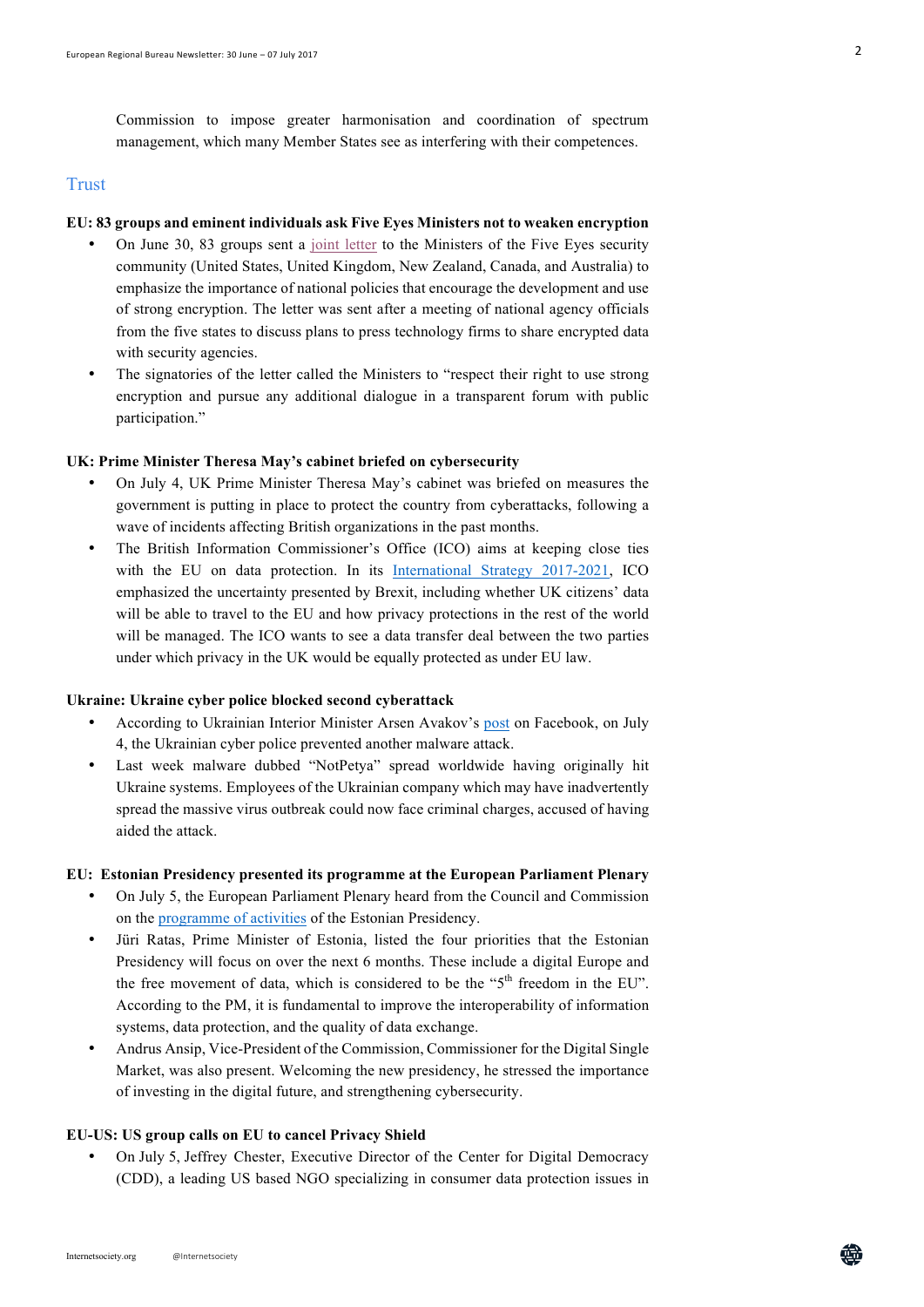Commission to impose greater harmonisation and coordination of spectrum management, which many Member States see as interfering with their competences.

## Trust

**EU: 83 groups and eminent individuals ask Five Eyes Ministers not to weaken encryption**

- On June 30, 83 groups sent a joint letter to the Ministers of the Five Eyes security community (United States, United Kingdom, New Zealand, Canada, and Australia) to emphasize the importance of national policies that encourage the development and use of strong encryption. The letter was sent after a meeting of national agency officials from the five states to discuss plans to press technology firms to share encrypted data with security agencies.
- The signatories of the letter called the Ministers to "respect their right to use strong encryption and pursue any additional dialogue in a transparent forum with public participation."

**UK: Prime Minister Theresa May's cabinet briefed on cybersecurity**

- On July 4, UK Prime Minister Theresa May's cabinet was briefed on measures the government is putting in place to protect the country from cyberattacks, following a wave of incidents affecting British organizations in the past months.
- The British Information Commissioner's Office (ICO) aims at keeping close ties with the EU on data protection. In its International Strategy 2017-2021, ICO emphasized the uncertainty presented by Brexit, including whether UK citizens' data will be able to travel to the EU and how privacy protections in the rest of the world will be managed. The ICO wants to see a data transfer deal between the two parties under which privacy in the UK would be equally protected as under EU law.

**Ukraine: Ukraine cyber police blocked second cyberattack**

- According to Ukrainian Interior Minister Arsen Avakov's post on Facebook, on July 4, the Ukrainian cyber police prevented another malware attack.
- Last week malware dubbed "NotPetya" spread worldwide having originally hit Ukraine systems. Employees of the Ukrainian company which may have inadvertently spread the massive virus outbreak could now face criminal charges, accused of having aided the attack.

**EU: Estonian Presidency presented its programme at the European Parliament Plenary**

- On July 5, the European Parliament Plenary heard from the Council and Commission on the programme of activities of the Estonian Presidency.
- Jüri Ratas, Prime Minister of Estonia, listed the four priorities that the Estonian Presidency will focus on over the next 6 months. These include a digital Europe and the free movement of data, which is considered to be the "5th freedom in the EU". According to the PM, it is fundamental to improve the interoperability of information systems, data protection, and the quality of data exchange.
- Andrus Ansip, Vice-President of the Commission, Commissioner for the Digital Single Market, was also present. Welcoming the new presidency, he stressed the importance of investing in the digital future, and strengthening cybersecurity.

**EU-US: US group calls on EU to cancel Privacy Shield**

- On July 5, Jeffrey Chester, Executive Director of the Center for Digital Democracy (CDD), a leading US based NGO specializing in consumer data protection issues in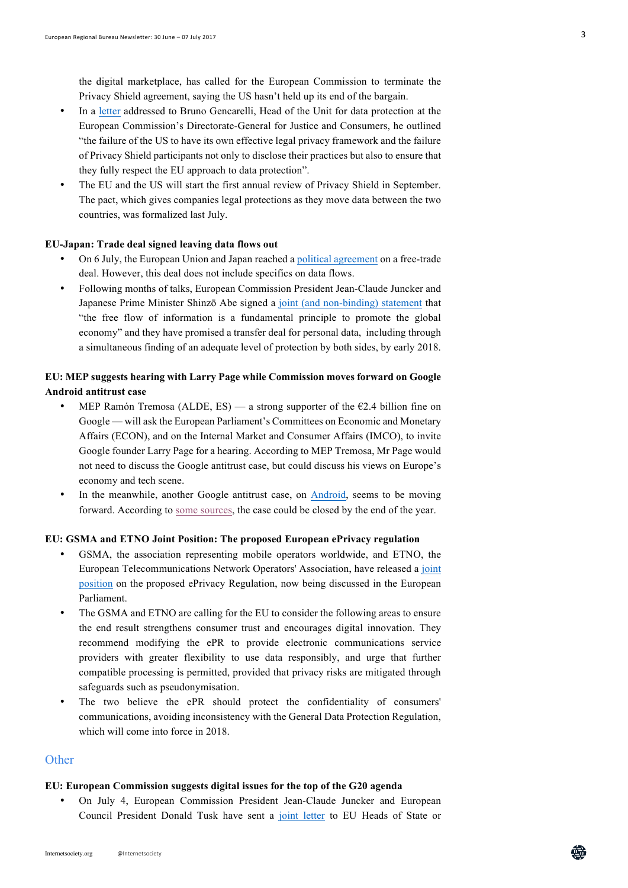the digital marketplace, has called for the European Commission to terminate the Privacy Shield agreement, saying the US hasn't held up its end of the bargain.

- In a letter addressed to Bruno Gencarelli, Head of the Unit for data protection at the European Commission's Directorate-General for Justice and Consumers, he outlined "the failure of the US to have its own effective legal privacy framework and the failure of Privacy Shield participants not only to disclose their practices but also to ensure that they fully respect the EU approach to data protection".
- The EU and the US will start the first annual review of Privacy Shield in September. The pact, which gives companies legal protections as they move data between the two countries, was formalized last July.

**EU-Japan: Trade deal signed leaving data flows out**

- On 6 July, the European Union and Japan reached a political agreement on a free-trade deal. However, this deal does not include specifics on data flows.
- Following months of talks, European Commission President Jean-Claude Juncker and Japanese Prime Minister Shinzō Abe signed a joint (and non-binding) statement that "the free flow of information is a fundamental principle to promote the global economy" and they have promised a transfer deal for personal data, including through a simultaneous finding of an adequate level of protection by both sides, by early 2018.

**EU: MEP suggests hearing with Larry Page while Commission moves forward on Google Android antitrust case**

- MEP Ramón Tremosa (ALDE, ES) — a strong supporter of the €2.4 billion fine on Google — will ask the European Parliament's Committees on Economic and Monetary Affairs (ECON), and on the Internal Market and Consumer Affairs (IMCO), to invite Google founder Larry Page for a hearing. According to MEP Tremosa, Mr Page would not need to discuss the Google antitrust case, but could discuss his views on Europe's economy and tech scene.
- In the meanwhile, another Google antitrust case, on Android, seems to be moving forward. According to some sources, the case could be closed by the end of the year.

**EU: GSMA and ETNO Joint Position: The proposed European ePrivacy regulation**

- GSMA, the association representing mobile operators worldwide, and ETNO, the European Telecommunications Network Operators' Association, have released a joint position on the proposed ePrivacy Regulation, now being discussed in the European Parliament.
- The GSMA and ETNO are calling for the EU to consider the following areas to ensure the end result strengthens consumer trust and encourages digital innovation. They recommend modifying the ePR to provide electronic communications service providers with greater flexibility to use data responsibly, and urge that further compatible processing is permitted, provided that privacy risks are mitigated through safeguards such as pseudonymisation.
- The two believe the ePR should protect the confidentiality of consumers' communications, avoiding inconsistency with the General Data Protection Regulation, which will come into force in 2018.

## Other

**EU: European Commission suggests digital issues for the top of the G20 agenda**

- On July 4, European Commission President Jean-Claude Juncker and European Council President Donald Tusk have sent a joint letter to EU Heads of State or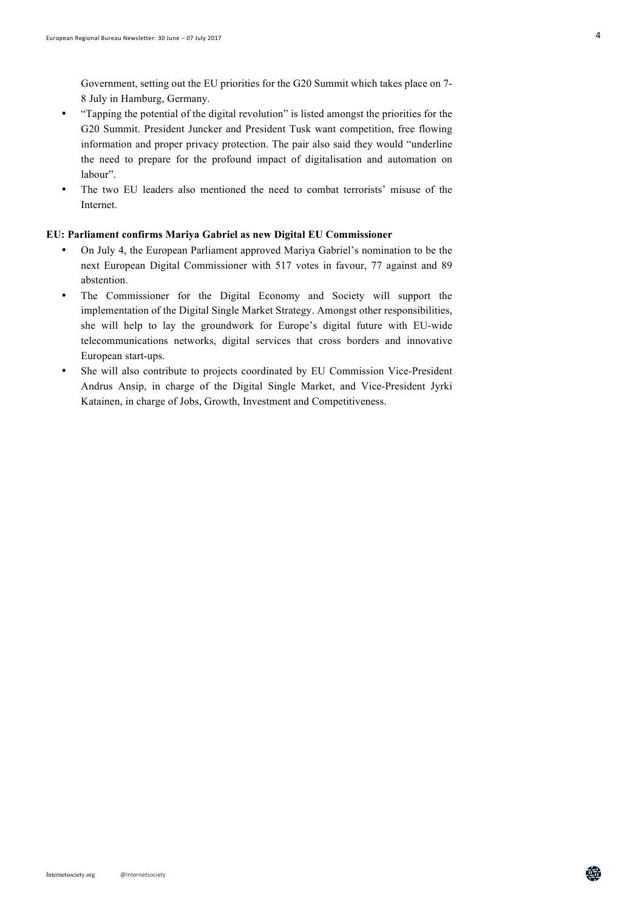Government, setting out the EU priorities for the G20 Summit which takes place on 7-8 July in Hamburg, Germany.

- "Tapping the potential of the digital revolution" is listed amongst the priorities for the G20 Summit. President Juncker and President Tusk want competition, free flowing information and proper privacy protection. The pair also said they would "underline the need to prepare for the profound impact of digitalisation and automation on labour".
- The two EU leaders also mentioned the need to combat terrorists' misuse of the Internet.

**EU: Parliament confirms Mariya Gabriel as new Digital EU Commissioner**

- On July 4, the European Parliament approved Mariya Gabriel's nomination to be the next European Digital Commissioner with 517 votes in favour, 77 against and 89 abstention.
- The Commissioner for the Digital Economy and Society will support the implementation of the Digital Single Market Strategy. Amongst other responsibilities, she will help to lay the groundwork for Europe's digital future with EU-wide telecommunications networks, digital services that cross borders and innovative European start-ups.
- She will also contribute to projects coordinated by EU Commission Vice-President Andrus Ansip, in charge of the Digital Single Market, and Vice-President Jyrki Katainen, in charge of Jobs, Growth, Investment and Competitiveness.